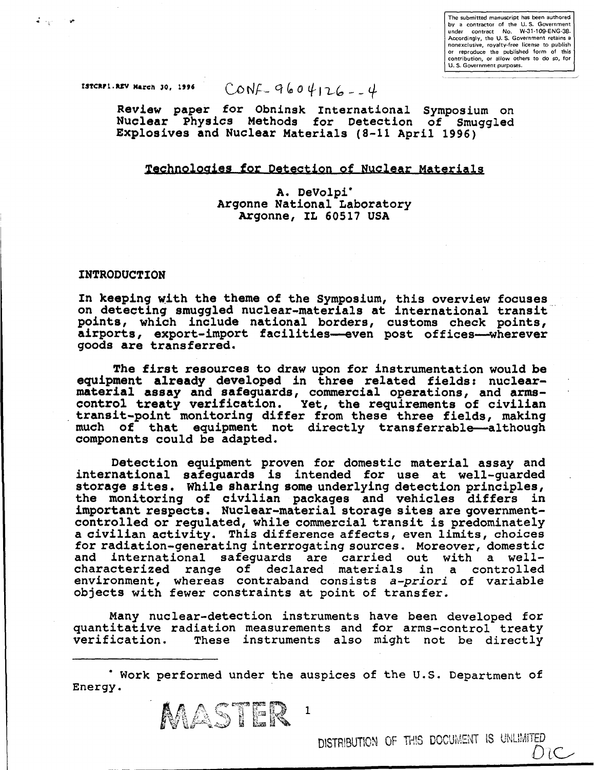The submitted manuscript has been authored by a contractor of the U.S. Government under contract No. W-31-109-ENG-38. Accordingly, the U.S. Government retains a nonexclusive, royalty-free license to publish or reproduce the published form of this contribution, or allow others to do so, for U.S. Government purposes.

ISTCRF1.REV March 30, 1996 CONF-9604126--4

Review paper for Obninsk International Symposium on Nuclear Physics Methods for Detection of Smuggled Explosives and Nuclear Materials (8-11 April 1996)

# Technologies for Detection of Nuclear Materials

A. DeVolpi*
Argonne National Laboratory
Argonne, IL 60517 USA

## INTRODUCTION

In keeping with the theme of the Symposium, this overview focuses on detecting smuggled nuclear-materials at international transit points, which include national borders, customs check points, airports, export-import facilities—even post offices—wherever goods are transferred.

The first resources to draw upon for instrumentation would be equipment already developed in three related fields: nuclear-material assay and safeguards, commercial operations, and arms-control treaty verification. Yet, the requirements of civilian transit-point monitoring differ from these three fields, making much of that equipment not directly transferrable—although components could be adapted.

Detection equipment proven for domestic material assay and international safeguards is intended for use at well-guarded storage sites. While sharing some underlying detection principles, the monitoring of civilian packages and vehicles differs in important respects. Nuclear-material storage sites are government-controlled or regulated, while commercial transit is predominately a civilian activity. This difference affects, even limits, choices for radiation-generating interrogating sources. Moreover, domestic and international safeguards are carried out with a well-characterized range of declared materials in a controlled environment, whereas contraband consists *a-priori* of variable objects with fewer constraints at point of transfer.

Many nuclear-detection instruments have been developed for quantitative radiation measurements and for arms-control treaty verification. These instruments also might not be directly

* Work performed under the auspices of the U.S. Department of Energy.

MASTER

DISTRIBUTION OF THIS DOCUMENT IS UNLIMITED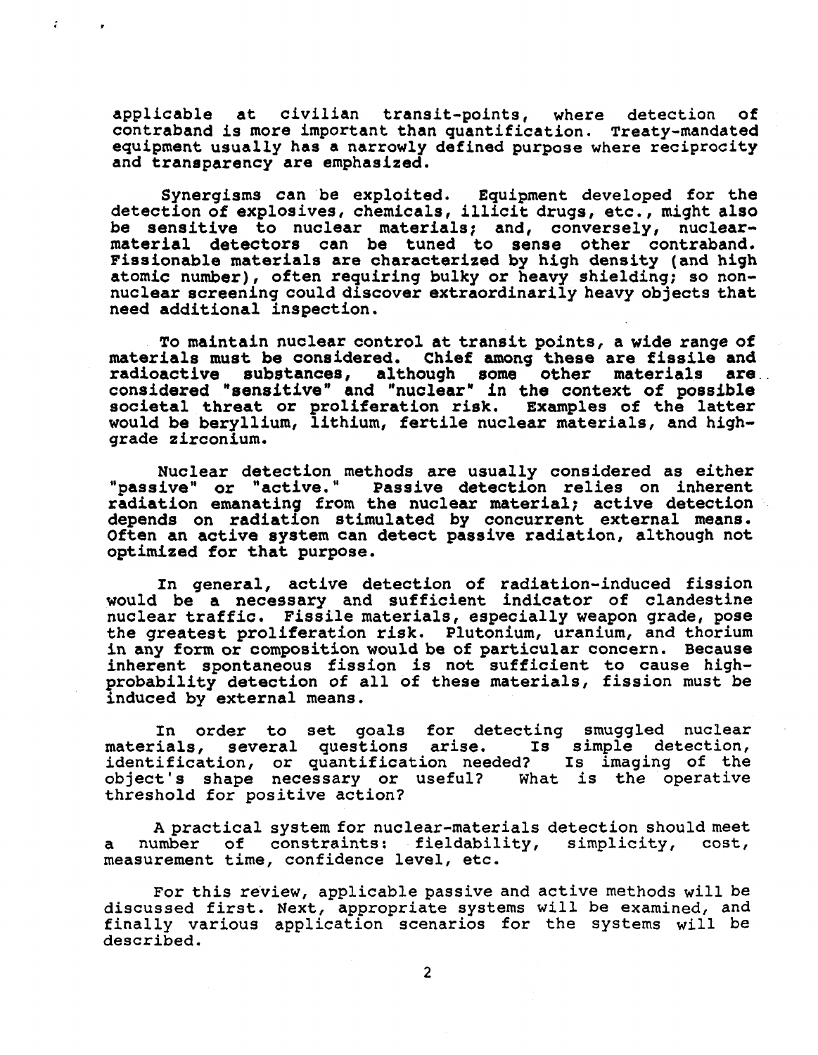applicable at civilian transit-points, where detection of contraband is more important than quantification. Treaty-mandated equipment usually has a narrowly defined purpose where reciprocity and transparency are emphasized.

Synergisms can be exploited. Equipment developed for the detection of explosives, chemicals, illicit drugs, etc., might also be sensitive to nuclear materials; and, conversely, nuclear-material detectors can be tuned to sense other contraband. Fissionable materials are characterized by high density (and high atomic number), often requiring bulky or heavy shielding; so non-nuclear screening could discover extraordinarily heavy objects that need additional inspection.

To maintain nuclear control at transit points, a wide range of materials must be considered. Chief among these are fissile and radioactive substances, although some other materials are considered "sensitive" and "nuclear" in the context of possible societal threat or proliferation risk. Examples of the latter would be beryllium, lithium, fertile nuclear materials, and high-grade zirconium.

Nuclear detection methods are usually considered as either "passive" or "active." Passive detection relies on inherent radiation emanating from the nuclear material; active detection depends on radiation stimulated by concurrent external means. Often an active system can detect passive radiation, although not optimized for that purpose.

In general, active detection of radiation-induced fission would be a necessary and sufficient indicator of clandestine nuclear traffic. Fissile materials, especially weapon grade, pose the greatest proliferation risk. Plutonium, uranium, and thorium in any form or composition would be of particular concern. Because inherent spontaneous fission is not sufficient to cause high-probability detection of all of these materials, fission must be induced by external means.

In order to set goals for detecting smuggled nuclear materials, several questions arise. Is simple detection, identification, or quantification needed? Is imaging of the object's shape necessary or useful? What is the operative threshold for positive action?

A practical system for nuclear-materials detection should meet a number of constraints: fieldability, simplicity, cost, measurement time, confidence level, etc.

For this review, applicable passive and active methods will be discussed first. Next, appropriate systems will be examined, and finally various application scenarios for the systems will be described.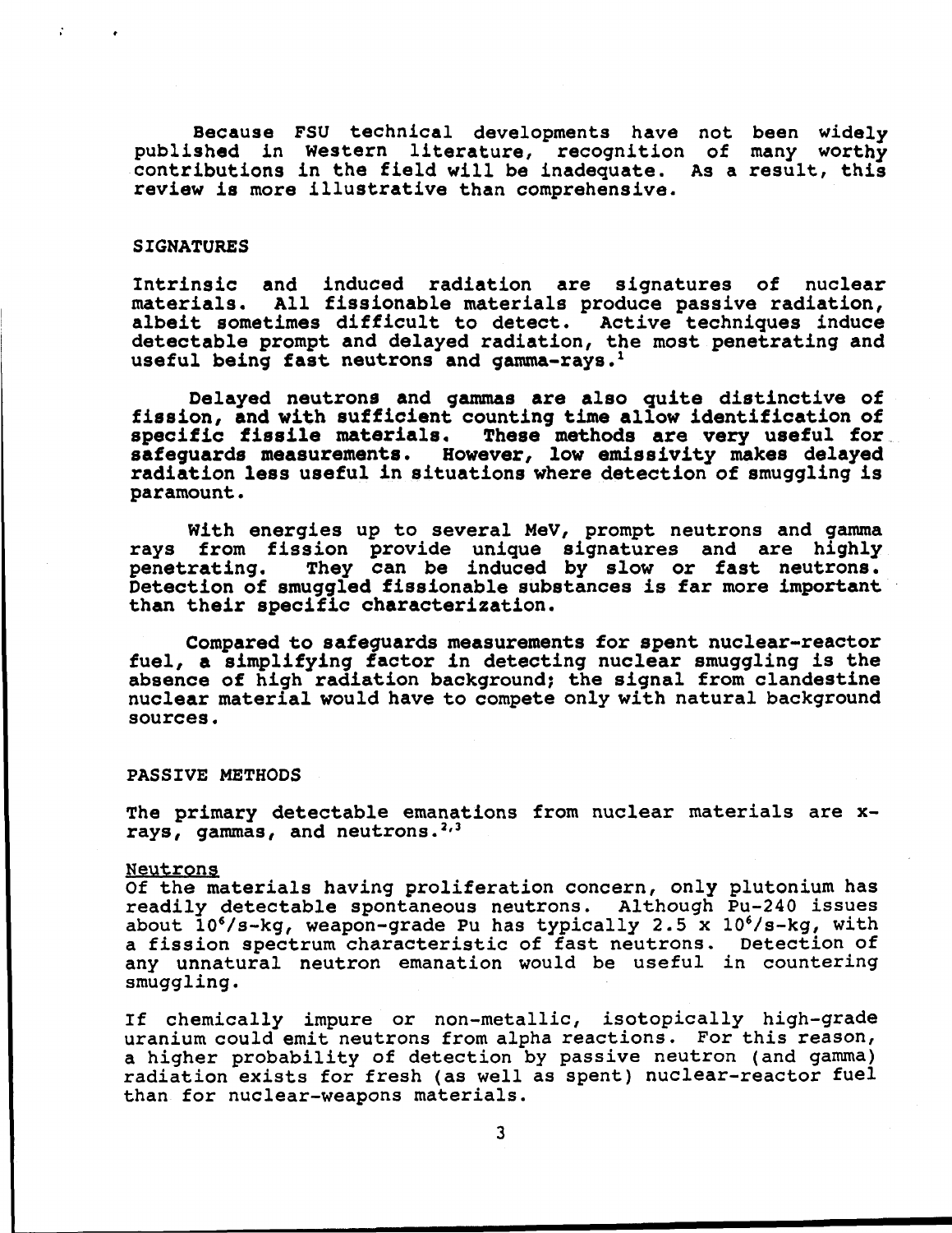Because FSU technical developments have not been widely published in Western literature, recognition of many worthy contributions in the field will be inadequate. As a result, this review is more illustrative than comprehensive.

## SIGNATURES

Intrinsic and induced radiation are signatures of nuclear materials. All fissionable materials produce passive radiation, albeit sometimes difficult to detect. Active techniques induce detectable prompt and delayed radiation, the most penetrating and useful being fast neutrons and gamma-rays.[1]

Delayed neutrons and gammas are also quite distinctive of fission, and with sufficient counting time allow identification of specific fissile materials. These methods are very useful for safeguards measurements. However, low emissivity makes delayed radiation less useful in situations where detection of smuggling is paramount.

With energies up to several MeV, prompt neutrons and gamma rays from fission provide unique signatures and are highly penetrating. They can be induced by slow or fast neutrons. Detection of smuggled fissionable substances is far more important than their specific characterization.

Compared to safeguards measurements for spent nuclear-reactor fuel, a simplifying factor in detecting nuclear smuggling is the absence of high radiation background; the signal from clandestine nuclear material would have to compete only with natural background sources.

## PASSIVE METHODS

The primary detectable emanations from nuclear materials are x-rays, gammas, and neutrons.[2,3]

### Neutrons

Of the materials having proliferation concern, only plutonium has readily detectable spontaneous neutrons. Although Pu-240 issues about $10^6$/s-kg, weapon-grade Pu has typically $2.5 \times 10^6$/s-kg, with a fission spectrum characteristic of fast neutrons. Detection of any unnatural neutron emanation would be useful in countering smuggling.

If chemically impure or non-metallic, isotopically high-grade uranium could emit neutrons from alpha reactions. For this reason, a higher probability of detection by passive neutron (and gamma) radiation exists for fresh (as well as spent) nuclear-reactor fuel than for nuclear-weapons materials.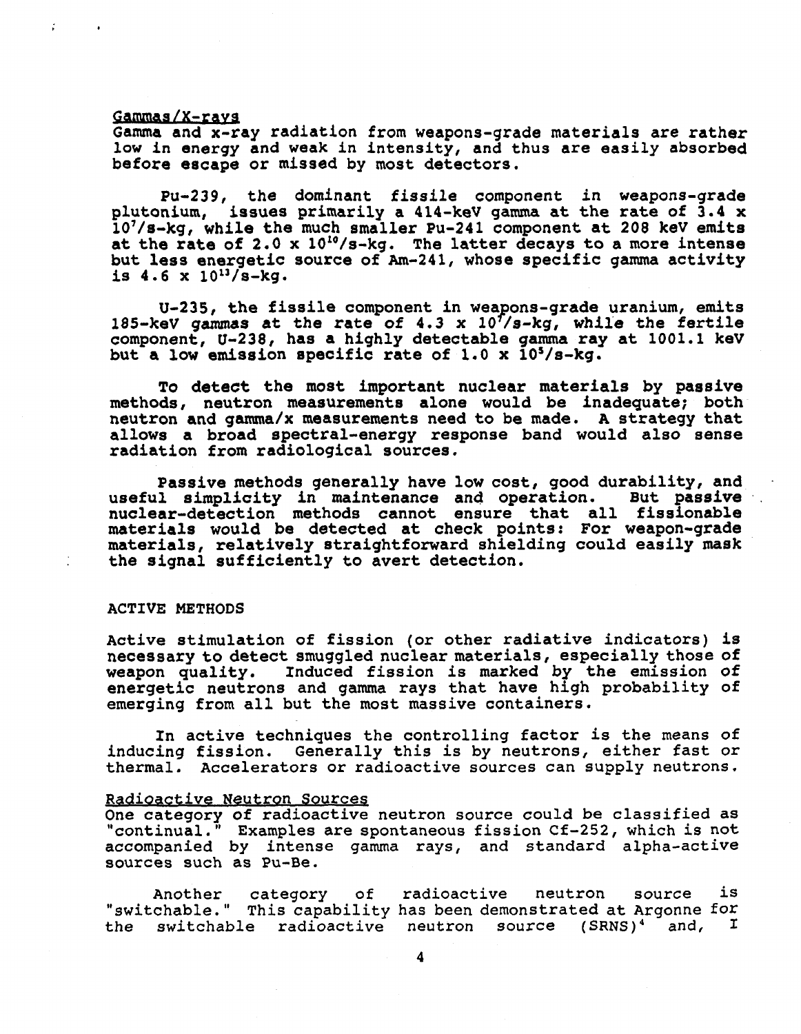### Gammas/X-rays

Gamma and x-ray radiation from weapons-grade materials are rather low in energy and weak in intensity, and thus are easily absorbed before escape or missed by most detectors.

Pu-239, the dominant fissile component in weapons-grade plutonium, issues primarily a 414-keV gamma at the rate of $3.4 \times 10^7$/s-kg, while the much smaller Pu-241 component at 208 keV emits at the rate of $2.0 \times 10^{10}$/s-kg. The latter decays to a more intense but less energetic source of Am-241, whose specific gamma activity is $4.6 \times 10^{13}$/s-kg.

U-235, the fissile component in weapons-grade uranium, emits 185-keV gammas at the rate of $4.3 \times 10^7$/s-kg, while the fertile component, U-238, has a highly detectable gamma ray at 1001.1 keV but a low emission specific rate of $1.0 \times 10^5$/s-kg.

To detect the most important nuclear materials by passive methods, neutron measurements alone would be inadequate; both neutron and gamma/x measurements need to be made. A strategy that allows a broad spectral-energy response band would also sense radiation from radiological sources.

Passive methods generally have low cost, good durability, and useful simplicity in maintenance and operation. But passive nuclear-detection methods cannot ensure that all fissionable materials would be detected at check points: For weapon-grade materials, relatively straightforward shielding could easily mask the signal sufficiently to avert detection.

## ACTIVE METHODS

Active stimulation of fission (or other radiative indicators) is necessary to detect smuggled nuclear materials, especially those of weapon quality. Induced fission is marked by the emission of energetic neutrons and gamma rays that have high probability of emerging from all but the most massive containers.

In active techniques the controlling factor is the means of inducing fission. Generally this is by neutrons, either fast or thermal. Accelerators or radioactive sources can supply neutrons.

### Radioactive Neutron Sources

One category of radioactive neutron source could be classified as "continual." Examples are spontaneous fission Cf-252, which is not accompanied by intense gamma rays, and standard alpha-active sources such as Pu-Be.

Another category of radioactive neutron source is "switchable." This capability has been demonstrated at Argonne for the switchable radioactive neutron source (SRNS)[4] and, I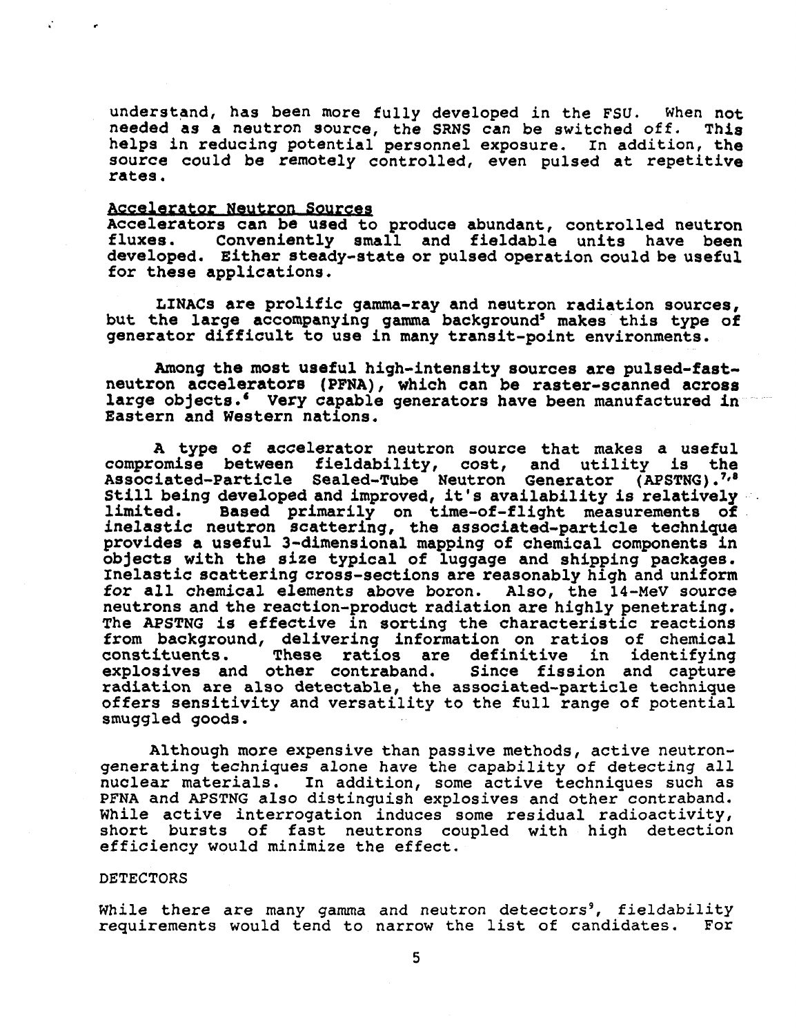understand, has been more fully developed in the FSU. When not needed as a neutron source, the SRNS can be switched off. This helps in reducing potential personnel exposure. In addition, the source could be remotely controlled, even pulsed at repetitive rates.

## Accelerator Neutron Sources

Accelerators can be used to produce abundant, controlled neutron fluxes. Conveniently small and fieldable units have been developed. Either steady-state or pulsed operation could be useful for these applications.

LINACs are prolific gamma-ray and neutron radiation sources, but the large accompanying gamma background[5] makes this type of generator difficult to use in many transit-point environments.

Among the most useful high-intensity sources are pulsed-fast-neutron accelerators (PFNA), which can be raster-scanned across large objects.[6] Very capable generators have been manufactured in Eastern and Western nations.

A type of accelerator neutron source that makes a useful compromise between fieldability, cost, and utility is the Associated-Particle Sealed-Tube Neutron Generator (APSTNG).[7,8] Still being developed and improved, it's availability is relatively limited. Based primarily on time-of-flight measurements of inelastic neutron scattering, the associated-particle technique provides a useful 3-dimensional mapping of chemical components in objects with the size typical of luggage and shipping packages. Inelastic scattering cross-sections are reasonably high and uniform for all chemical elements above boron. Also, the 14-MeV source neutrons and the reaction-product radiation are highly penetrating. The APSTNG is effective in sorting the characteristic reactions from background, delivering information on ratios of chemical constituents. These ratios are definitive in identifying explosives and other contraband. Since fission and capture radiation are also detectable, the associated-particle technique offers sensitivity and versatility to the full range of potential smuggled goods.

Although more expensive than passive methods, active neutron-generating techniques alone have the capability of detecting all nuclear materials. In addition, some active techniques such as PFNA and APSTNG also distinguish explosives and other contraband. While active interrogation induces some residual radioactivity, short bursts of fast neutrons coupled with high detection efficiency would minimize the effect.

## DETECTORS

While there are many gamma and neutron detectors[9], fieldability requirements would tend to narrow the list of candidates. For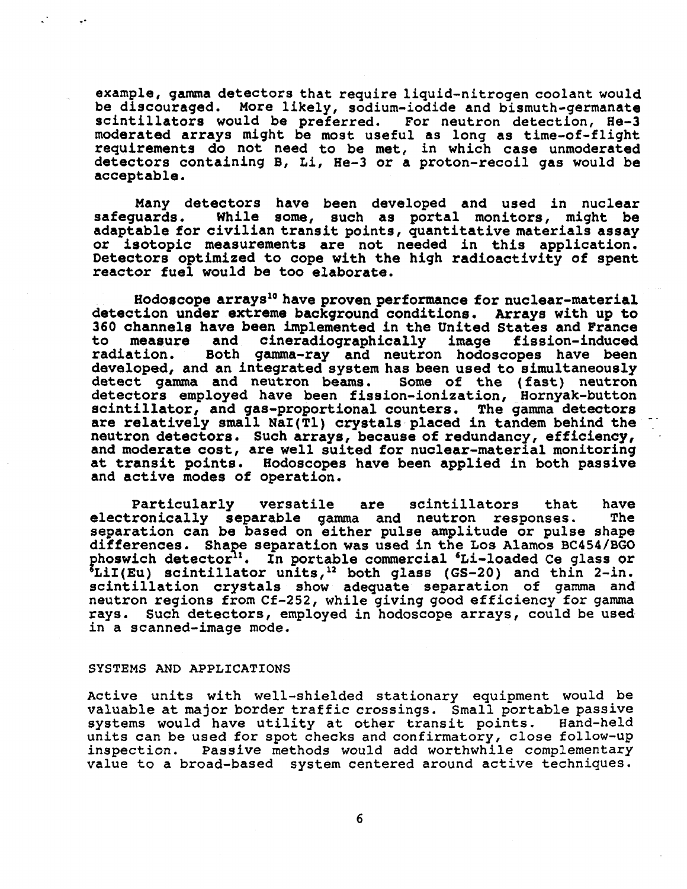example, gamma detectors that require liquid-nitrogen coolant would be discouraged. More likely, sodium-iodide and bismuth-germanate scintillators would be preferred. For neutron detection, He-3 moderated arrays might be most useful as long as time-of-flight requirements do not need to be met, in which case unmoderated detectors containing B, Li, He-3 or a proton-recoil gas would be acceptable.

Many detectors have been developed and used in nuclear safeguards. While some, such as portal monitors, might be adaptable for civilian transit points, quantitative materials assay or isotopic measurements are not needed in this application. Detectors optimized to cope with the high radioactivity of spent reactor fuel would be too elaborate.

Hodoscope arrays[10] have proven performance for nuclear-material detection under extreme background conditions. Arrays with up to 360 channels have been implemented in the United States and France to measure and cineradiographically image fission-induced radiation. Both gamma-ray and neutron hodoscopes have been developed, and an integrated system has been used to simultaneously detect gamma and neutron beams. Some of the (fast) neutron detectors employed have been fission-ionization, Hornyak-button scintillator, and gas-proportional counters. The gamma detectors are relatively small NaI(Tl) crystals placed in tandem behind the neutron detectors. Such arrays, because of redundancy, efficiency, and moderate cost, are well suited for nuclear-material monitoring at transit points. Hodoscopes have been applied in both passive and active modes of operation.

Particularly versatile are scintillators that have electronically separable gamma and neutron responses. The separation can be based on either pulse amplitude or pulse shape differences. Shape separation was used in the Los Alamos BC454/BGO phoswich detector[11]. In portable commercial $^6$Li-loaded Ce glass or $^6$LiI(Eu) scintillator units,[12] both glass (GS-20) and thin 2-in. scintillation crystals show adequate separation of gamma and neutron regions from Cf-252, while giving good efficiency for gamma rays. Such detectors, employed in hodoscope arrays, could be used in a scanned-image mode.

## SYSTEMS AND APPLICATIONS

Active units with well-shielded stationary equipment would be valuable at major border traffic crossings. Small portable passive systems would have utility at other transit points. Hand-held units can be used for spot checks and confirmatory, close follow-up inspection. Passive methods would add worthwhile complementary value to a broad-based system centered around active techniques.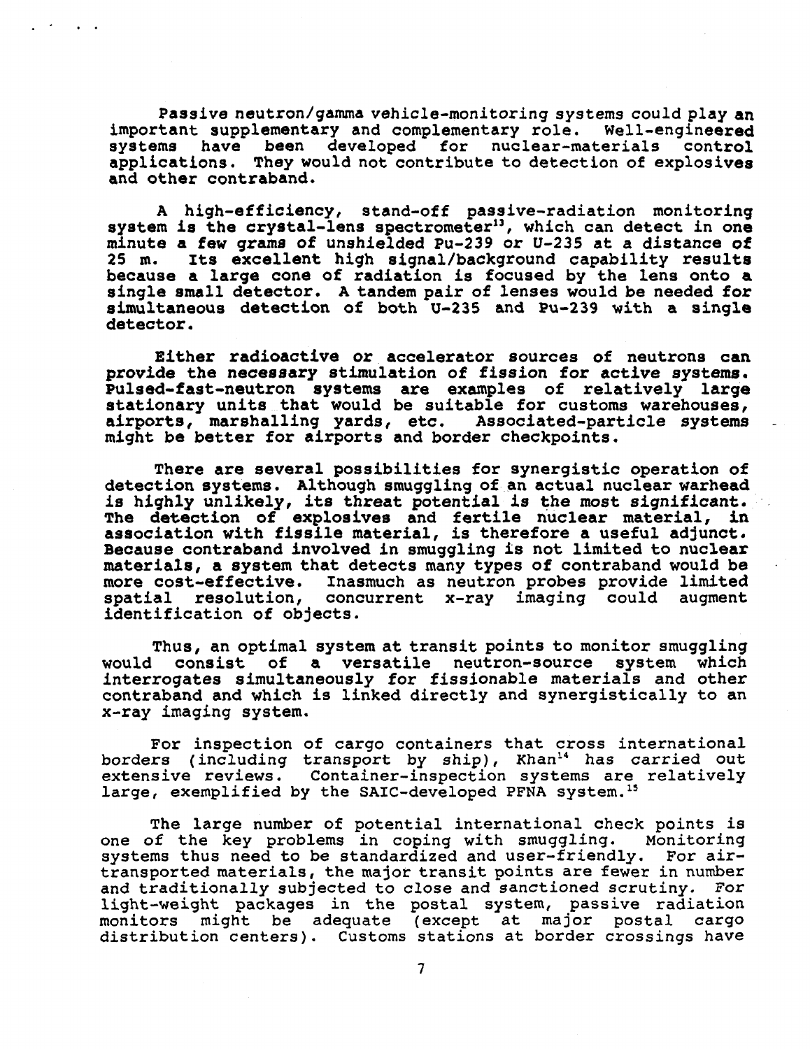Passive neutron/gamma vehicle-monitoring systems could play an important supplementary and complementary role. Well-engineered systems have been developed for nuclear-materials control applications. They would not contribute to detection of explosives and other contraband.

A high-efficiency, stand-off passive-radiation monitoring system is the crystal-lens spectrometer[13], which can detect in one minute a few grams of unshielded Pu-239 or U-235 at a distance of 25 m. Its excellent high signal/background capability results because a large cone of radiation is focused by the lens onto a single small detector. A tandem pair of lenses would be needed for simultaneous detection of both U-235 and Pu-239 with a single detector.

Either radioactive or accelerator sources of neutrons can provide the necessary stimulation of fission for active systems. Pulsed-fast-neutron systems are examples of relatively large stationary units that would be suitable for customs warehouses, airports, marshalling yards, etc. Associated-particle systems might be better for airports and border checkpoints.

There are several possibilities for synergistic operation of detection systems. Although smuggling of an actual nuclear warhead is highly unlikely, its threat potential is the most significant. The detection of explosives and fertile nuclear material, in association with fissile material, is therefore a useful adjunct. Because contraband involved in smuggling is not limited to nuclear materials, a system that detects many types of contraband would be more cost-effective. Inasmuch as neutron probes provide limited spatial resolution, concurrent x-ray imaging could augment identification of objects.

Thus, an optimal system at transit points to monitor smuggling would consist of a versatile neutron-source system which interrogates simultaneously for fissionable materials and other contraband and which is linked directly and synergistically to an x-ray imaging system.

For inspection of cargo containers that cross international borders (including transport by ship), Khan[14] has carried out extensive reviews. Container-inspection systems are relatively large, exemplified by the SAIC-developed PFNA system.[15]

The large number of potential international check points is one of the key problems in coping with smuggling. Monitoring systems thus need to be standardized and user-friendly. For air-transported materials, the major transit points are fewer in number and traditionally subjected to close and sanctioned scrutiny. For light-weight packages in the postal system, passive radiation monitors might be adequate (except at major postal cargo distribution centers). Customs stations at border crossings have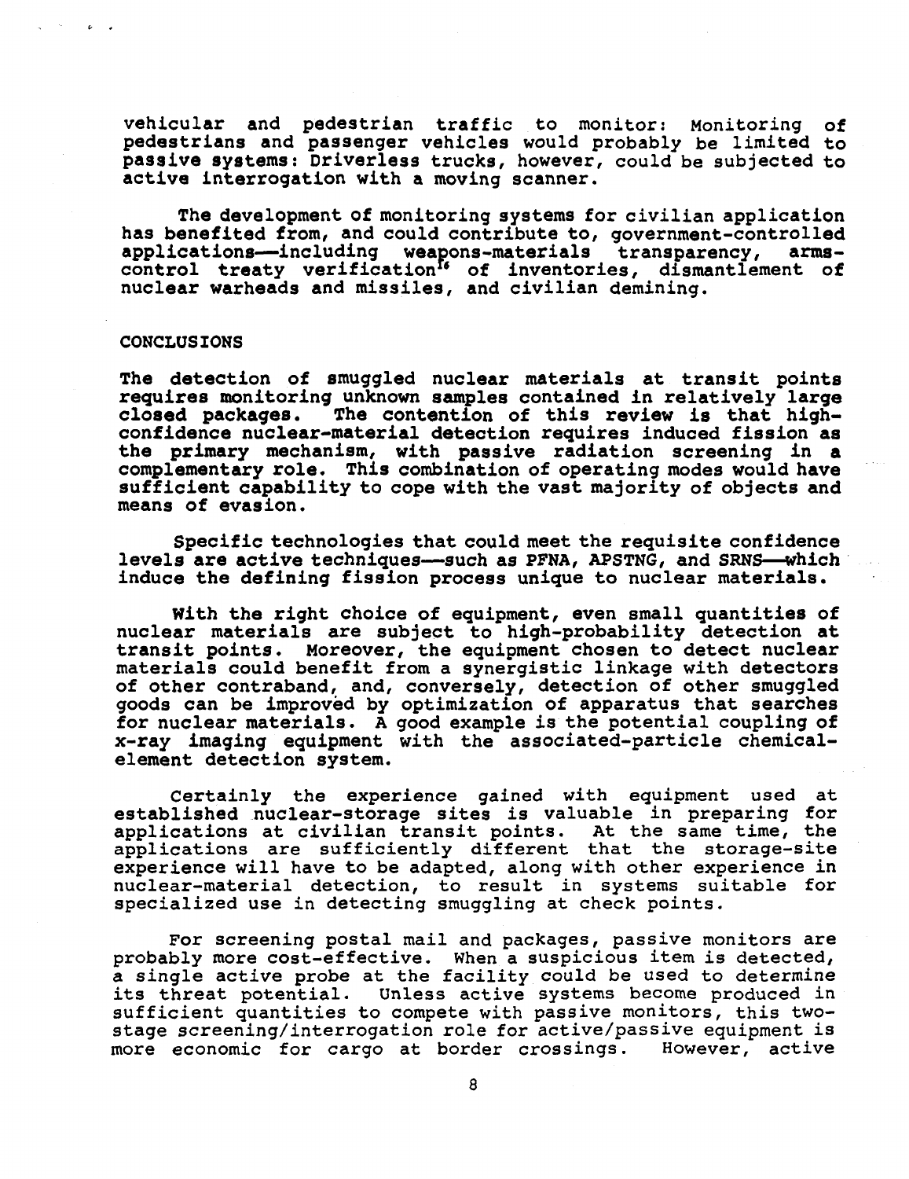vehicular and pedestrian traffic to monitor: Monitoring of pedestrians and passenger vehicles would probably be limited to passive systems: Driverless trucks, however, could be subjected to active interrogation with a moving scanner.

The development of monitoring systems for civilian application has benefited from, and could contribute to, government-controlled applications—including weapons-materials transparency, arms-control treaty verification[16] of inventories, dismantlement of nuclear warheads and missiles, and civilian demining.

## CONCLUSIONS

The detection of smuggled nuclear materials at transit points requires monitoring unknown samples contained in relatively large closed packages. The contention of this review is that high-confidence nuclear-material detection requires induced fission as the primary mechanism, with passive radiation screening in a complementary role. This combination of operating modes would have sufficient capability to cope with the vast majority of objects and means of evasion.

Specific technologies that could meet the requisite confidence levels are active techniques—such as PFNA, APSTNG, and SRNS—which induce the defining fission process unique to nuclear materials.

With the right choice of equipment, even small quantities of nuclear materials are subject to high-probability detection at transit points. Moreover, the equipment chosen to detect nuclear materials could benefit from a synergistic linkage with detectors of other contraband, and, conversely, detection of other smuggled goods can be improved by optimization of apparatus that searches for nuclear materials. A good example is the potential coupling of x-ray imaging equipment with the associated-particle chemical-element detection system.

Certainly the experience gained with equipment used at established nuclear-storage sites is valuable in preparing for applications at civilian transit points. At the same time, the applications are sufficiently different that the storage-site experience will have to be adapted, along with other experience in nuclear-material detection, to result in systems suitable for specialized use in detecting smuggling at check points.

For screening postal mail and packages, passive monitors are probably more cost-effective. When a suspicious item is detected, a single active probe at the facility could be used to determine its threat potential. Unless active systems become produced in sufficient quantities to compete with passive monitors, this two-stage screening/interrogation role for active/passive equipment is more economic for cargo at border crossings. However, active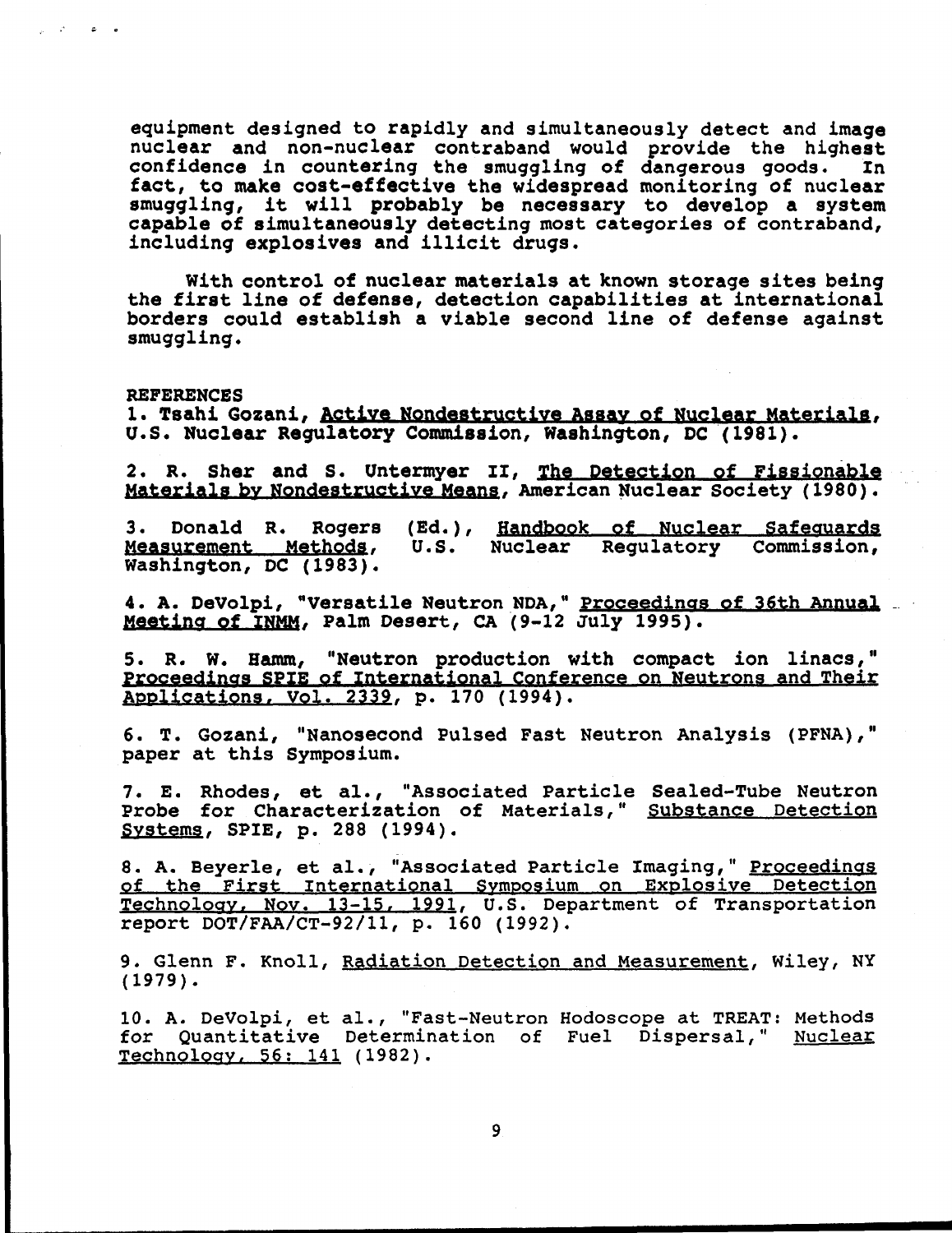equipment designed to rapidly and simultaneously detect and image nuclear and non-nuclear contraband would provide the highest confidence in countering the smuggling of dangerous goods. In fact, to make cost-effective the widespread monitoring of nuclear smuggling, it will probably be necessary to develop a system capable of simultaneously detecting most categories of contraband, including explosives and illicit drugs.

With control of nuclear materials at known storage sites being the first line of defense, detection capabilities at international borders could establish a viable second line of defense against smuggling.

## REFERENCES

1. Tsahi Gozani, Active Nondestructive Assay of Nuclear Materials, U.S. Nuclear Regulatory Commission, Washington, DC (1981).

2. R. Sher and S. Untermyer II, The Detection of Fissionable Materials by Nondestructive Means, American Nuclear Society (1980).

3. Donald R. Rogers (Ed.), Handbook of Nuclear Safeguards Measurement Methods, U.S. Nuclear Regulatory Commission, Washington, DC (1983).

4. A. DeVolpi, "Versatile Neutron NDA," Proceedings of 36th Annual Meeting of INMM, Palm Desert, CA (9-12 July 1995).

5. R. W. Hamm, "Neutron production with compact ion linacs," Proceedings SPIE of International Conference on Neutrons and Their Applications, Vol. 2339, p. 170 (1994).

6. T. Gozani, "Nanosecond Pulsed Fast Neutron Analysis (PFNA)," paper at this Symposium.

7. E. Rhodes, et al., "Associated Particle Sealed-Tube Neutron Probe for Characterization of Materials," Substance Detection Systems, SPIE, p. 288 (1994).

8. A. Beyerle, et al., "Associated Particle Imaging," Proceedings of the First International Symposium on Explosive Detection Technology, Nov. 13-15, 1991, U.S. Department of Transportation report DOT/FAA/CT-92/11, p. 160 (1992).

9. Glenn F. Knoll, Radiation Detection and Measurement, Wiley, NY (1979).

10. A. DeVolpi, et al., "Fast-Neutron Hodoscope at TREAT: Methods for Quantitative Determination of Fuel Dispersal," Nuclear Technology, 56: 141 (1982).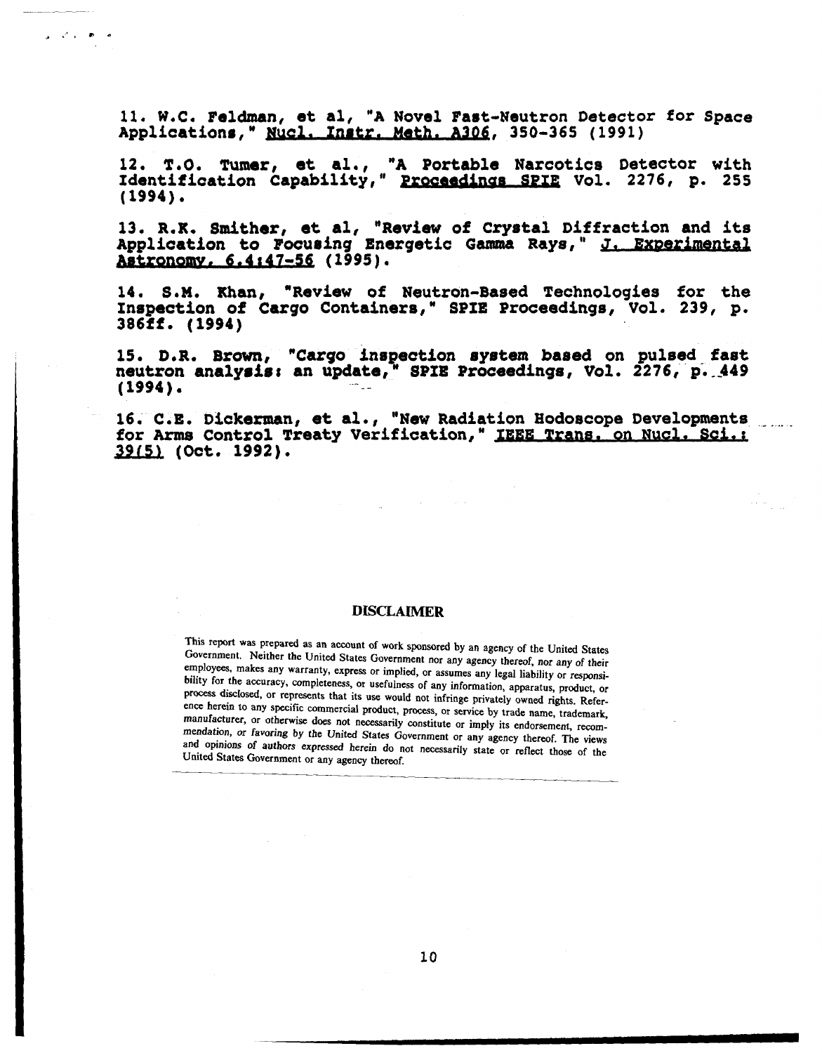11. W.C. Feldman, et al, "A Novel Fast-Neutron Detector for Space Applications," Nucl. Instr. Meth. A306, 350-365 (1991)

12. T.O. Tumer, et al., "A Portable Narcotics Detector with Identification Capability," Proceedings SPIE Vol. 2276, p. 255 (1994).

13. R.K. Smither, et al, "Review of Crystal Diffraction and its Application to Focusing Energetic Gamma Rays," J. Experimental Astronomy, 6,4:47-56 (1995).

14. S.M. Khan, "Review of Neutron-Based Technologies for the Inspection of Cargo Containers," SPIE Proceedings, Vol. 239, p. 386ff. (1994)

15. D.R. Brown, "Cargo inspection system based on pulsed fast neutron analysis: an update," SPIE Proceedings, Vol. 2276, p. 449 (1994).

16. C.E. Dickerman, et al., "New Radiation Hodoscope Developments for Arms Control Treaty Verification," IEEE Trans. on Nucl. Sci.: 39(5) (Oct. 1992).

## DISCLAIMER

This report was prepared as an account of work sponsored by an agency of the United States Government. Neither the United States Government nor any agency thereof, nor any of their employees, makes any warranty, express or implied, or assumes any legal liability or responsibility for the accuracy, completeness, or usefulness of any information, apparatus, product, or process disclosed, or represents that its use would not infringe privately owned rights. Reference herein to any specific commercial product, process, or service by trade name, trademark, manufacturer, or otherwise does not necessarily constitute or imply its endorsement, recommendation, or favoring by the United States Government or any agency thereof. The views and opinions of authors expressed herein do not necessarily state or reflect those of the United States Government or any agency thereof.